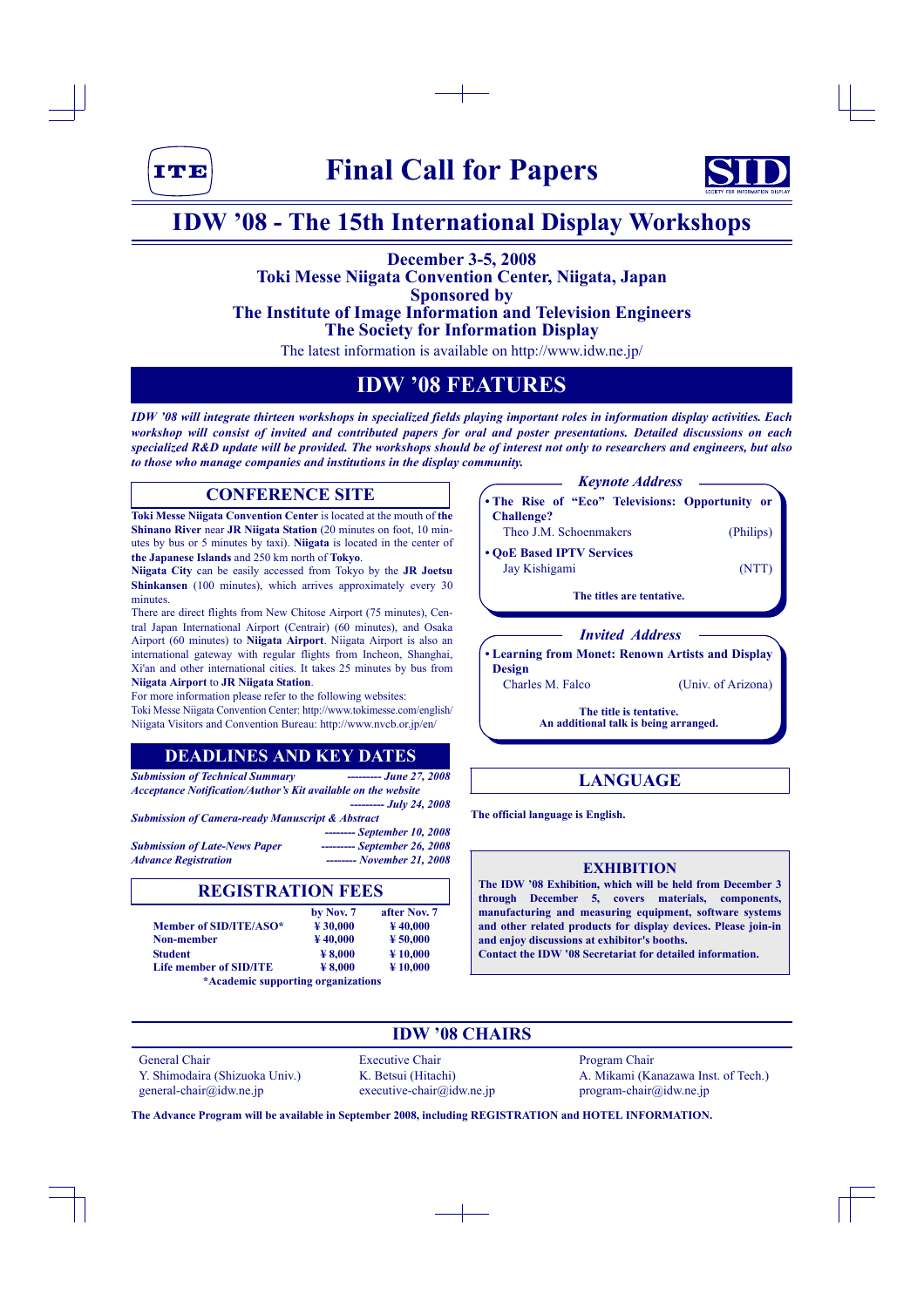ITE

# Final Call for Papers

SID

## IDW ’08 - The 15th International Display Workshops

**December 3-5, 2008**
**Toki Messe Niigata Convention Center, Niigata, Japan**
**Sponsored by**
**The Institute of Image Information and Television Engineers**
**The Society for Information Display**

The latest information is available on http://www.idw.ne.jp/

## IDW ’08 FEATURES

***IDW ’08 will integrate thirteen workshops in specialized fields playing important roles in information display activities. Each workshop will consist of invited and contributed papers for oral and poster presentations. Detailed discussions on each specialized R&D update will be provided. The workshops should be of interest not only to researchers and engineers, but also to those who manage companies and institutions in the display community.***

### CONFERENCE SITE

**Toki Messe Niigata Convention Center** is located at the mouth of **the Shinano River** near **JR Niigata Station** (20 minutes on foot, 10 minutes by bus or 5 minutes by taxi). **Niigata** is located in the center of **the Japanese Islands** and 250 km north of **Tokyo**.

**Niigata City** can be easily accessed from Tokyo by the **JR Joetsu Shinkansen** (100 minutes), which arrives approximately every 30 minutes.

There are direct flights from New Chitose Airport (75 minutes), Central Japan International Airport (Centrair) (60 minutes), and Osaka Airport (60 minutes) to **Niigata Airport**. Niigata Airport is also an international gateway with regular flights from Incheon, Shanghai, Xi'an and other international cities. It takes 25 minutes by bus from **Niigata Airport** to **JR Niigata Station**.

For more information please refer to the following websites:
Toki Messe Niigata Convention Center: http://www.tokimesse.com/english/
Niigata Visitors and Convention Bureau: http://www.nvcb.or.jp/en/

### DEADLINES AND KEY DATES

***Submission of Technical Summary*** --------- *June 27, 2008*
***Acceptance Notification/Author’s Kit available on the website*** --------- *July 24, 2008*
***Submission of Camera-ready Manuscript & Abstract*** -------- *September 10, 2008*
***Submission of Late-News Paper*** --------- *September 26, 2008*
***Advance Registration*** -------- *November 21, 2008*

### REGISTRATION FEES

| | by Nov. 7 | after Nov. 7 |
|---|---|---|
| **Member of SID/ITE/ASO*** | **¥ 30,000** | **¥ 40,000** |
| **Non-member** | **¥ 40,000** | **¥ 50,000** |
| **Student** | **¥ 8,000** | **¥ 10,000** |
| **Life member of SID/ITE** | **¥ 8,000** | **¥ 10,000** |

**\*Academic supporting organizations**

### *Keynote Address*

**• The Rise of “Eco” Televisions: Opportunity or Challenge?**
Theo J.M. Schoenmakers (Philips)

**• QoE Based IPTV Services**
Jay Kishigami (NTT)

**The titles are tentative.**

### *Invited Address*

**• Learning from Monet: Renown Artists and Display Design**
Charles M. Falco (Univ. of Arizona)

**The title is tentative.**
**An additional talk is being arranged.**

### LANGUAGE

**The official language is English.**

### EXHIBITION

**The IDW ’08 Exhibition, which will be held from December 3 through December 5, covers materials, components, manufacturing and measuring equipment, software systems and other related products for display devices. Please join-in and enjoy discussions at exhibitor's booths.**
**Contact the IDW ’08 Secretariat for detailed information.**

### IDW ’08 CHAIRS

General Chair
Y. Shimodaira (Shizuoka Univ.)
general-chair@idw.ne.jp

Executive Chair
K. Betsui (Hitachi)
executive-chair@idw.ne.jp

Program Chair
A. Mikami (Kanazawa Inst. of Tech.)
program-chair@idw.ne.jp

**The Advance Program will be available in September 2008, including REGISTRATION and HOTEL INFORMATION.**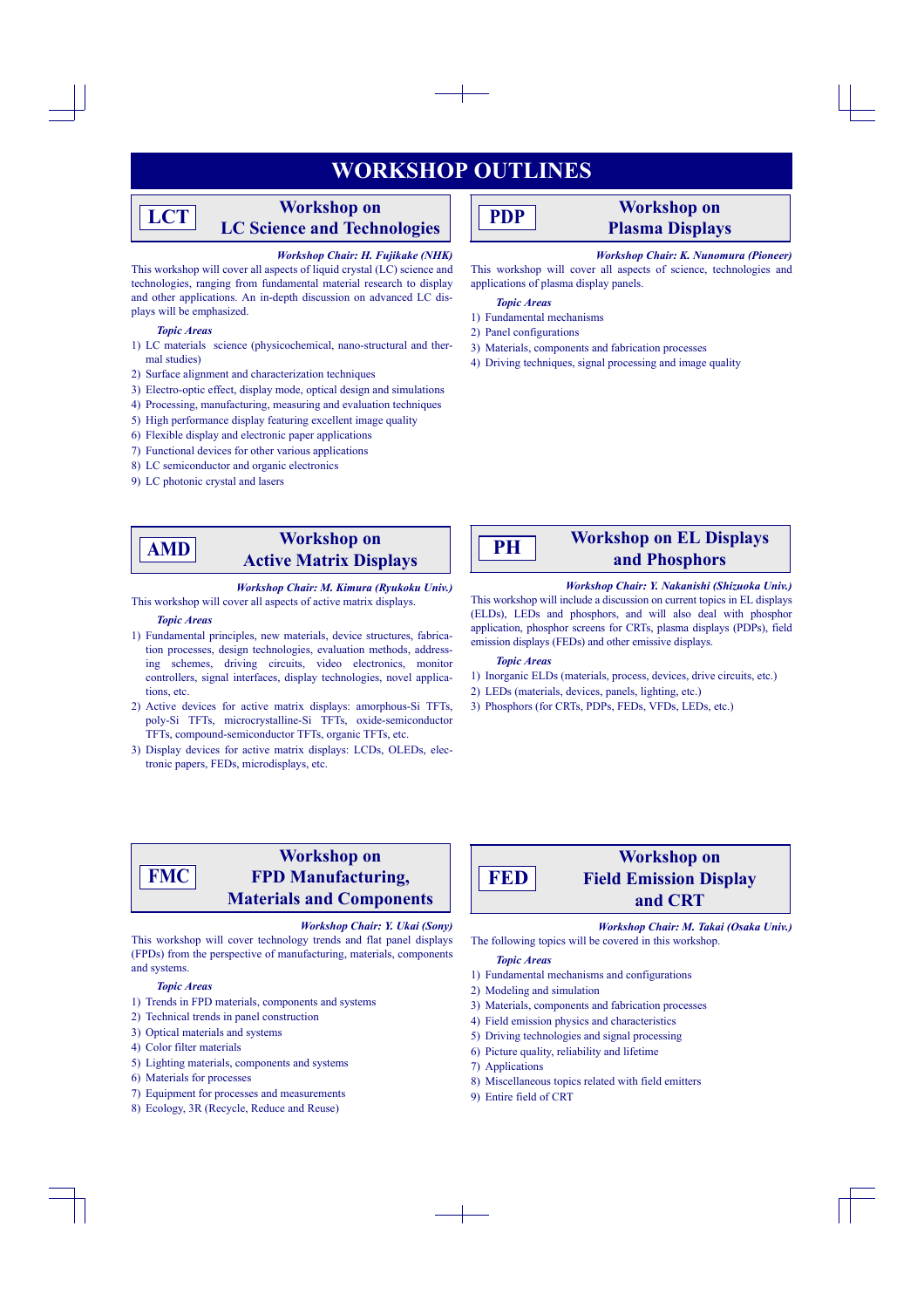# WORKSHOP OUTLINES

## LCT — Workshop on LC Science and Technologies

*Workshop Chair: H. Fujikake (NHK)*

This workshop will cover all aspects of liquid crystal (LC) science and technologies, ranging from fundamental material research to display and other applications. An in-depth discussion on advanced LC displays will be emphasized.

***Topic Areas***

1) LC materials science (physicochemical, nano-structural and thermal studies)
2) Surface alignment and characterization techniques
3) Electro-optic effect, display mode, optical design and simulations
4) Processing, manufacturing, measuring and evaluation techniques
5) High performance display featuring excellent image quality
6) Flexible display and electronic paper applications
7) Functional devices for other various applications
8) LC semiconductor and organic electronics
9) LC photonic crystal and lasers

## PDP — Workshop on Plasma Displays

*Workshop Chair: K. Nunomura (Pioneer)*

This workshop will cover all aspects of science, technologies and applications of plasma display panels.

***Topic Areas***

1) Fundamental mechanisms
2) Panel configurations
3) Materials, components and fabrication processes
4) Driving techniques, signal processing and image quality

## AMD — Workshop on Active Matrix Displays

*Workshop Chair: M. Kimura (Ryukoku Univ.)*

This workshop will cover all aspects of active matrix displays.

***Topic Areas***

1) Fundamental principles, new materials, device structures, fabrication processes, design technologies, evaluation methods, addressing schemes, driving circuits, video electronics, monitor controllers, signal interfaces, display technologies, novel applications, etc.
2) Active devices for active matrix displays: amorphous-Si TFTs, poly-Si TFTs, microcrystalline-Si TFTs, oxide-semiconductor TFTs, compound-semiconductor TFTs, organic TFTs, etc.
3) Display devices for active matrix displays: LCDs, OLEDs, electronic papers, FEDs, microdisplays, etc.

## PH — Workshop on EL Displays and Phosphors

*Workshop Chair: Y. Nakanishi (Shizuoka Univ.)*

This workshop will include a discussion on current topics in EL displays (ELDs), LEDs and phosphors, and will also deal with phosphor application, phosphor screens for CRTs, plasma displays (PDPs), field emission displays (FEDs) and other emissive displays.

***Topic Areas***

1) Inorganic ELDs (materials, process, devices, drive circuits, etc.)
2) LEDs (materials, devices, panels, lighting, etc.)
3) Phosphors (for CRTs, PDPs, FEDs, VFDs, LEDs, etc.)

## FMC — Workshop on FPD Manufacturing, Materials and Components

*Workshop Chair: Y. Ukai (Sony)*

This workshop will cover technology trends and flat panel displays (FPDs) from the perspective of manufacturing, materials, components and systems.

***Topic Areas***

1) Trends in FPD materials, components and systems
2) Technical trends in panel construction
3) Optical materials and systems
4) Color filter materials
5) Lighting materials, components and systems
6) Materials for processes
7) Equipment for processes and measurements
8) Ecology, 3R (Recycle, Reduce and Reuse)

## FED — Workshop on Field Emission Display and CRT

*Workshop Chair: M. Takai (Osaka Univ.)*

The following topics will be covered in this workshop.

***Topic Areas***

1) Fundamental mechanisms and configurations
2) Modeling and simulation
3) Materials, components and fabrication processes
4) Field emission physics and characteristics
5) Driving technologies and signal processing
6) Picture quality, reliability and lifetime
7) Applications
8) Miscellaneous topics related with field emitters
9) Entire field of CRT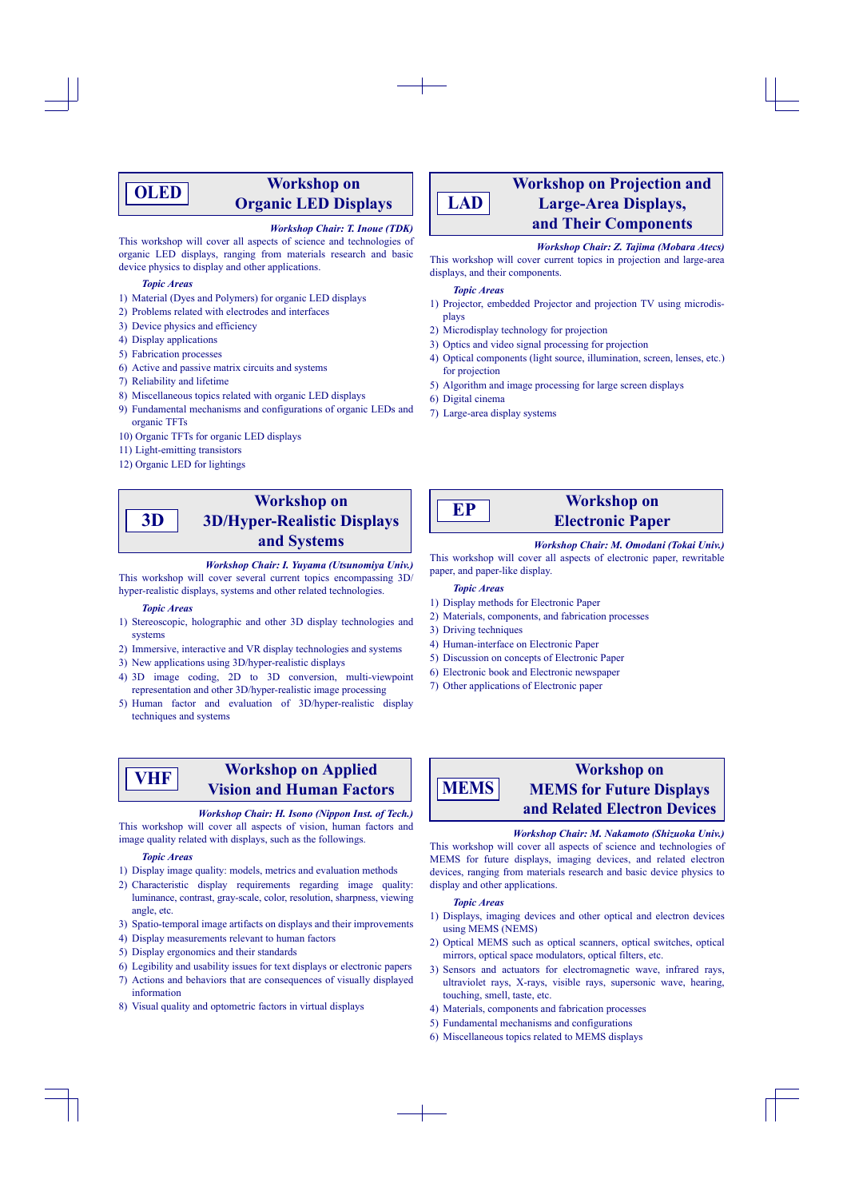## OLED — Workshop on Organic LED Displays

***Workshop Chair: T. Inoue (TDK)***

This workshop will cover all aspects of science and technologies of organic LED displays, ranging from materials research and basic device physics to display and other applications.

***Topic Areas***

1) Material (Dyes and Polymers) for organic LED displays
2) Problems related with electrodes and interfaces
3) Device physics and efficiency
4) Display applications
5) Fabrication processes
6) Active and passive matrix circuits and systems
7) Reliability and lifetime
8) Miscellaneous topics related with organic LED displays
9) Fundamental mechanisms and configurations of organic LEDs and organic TFTs
10) Organic TFTs for organic LED displays
11) Light-emitting transistors
12) Organic LED for lightings

## LAD — Workshop on Projection and Large-Area Displays, and Their Components

***Workshop Chair: Z. Tajima (Mobara Atecs)***

This workshop will cover current topics in projection and large-area displays, and their components.

***Topic Areas***

1) Projector, embedded Projector and projection TV using microdisplays
2) Microdisplay technology for projection
3) Optics and video signal processing for projection
4) Optical components (light source, illumination, screen, lenses, etc.) for projection
5) Algorithm and image processing for large screen displays
6) Digital cinema
7) Large-area display systems

## 3D — Workshop on 3D/Hyper-Realistic Displays and Systems

***Workshop Chair: I. Yuyama (Utsunomiya Univ.)***

This workshop will cover several current topics encompassing 3D/hyper-realistic displays, systems and other related technologies.

***Topic Areas***

1) Stereoscopic, holographic and other 3D display technologies and systems
2) Immersive, interactive and VR display technologies and systems
3) New applications using 3D/hyper-realistic displays
4) 3D image coding, 2D to 3D conversion, multi-viewpoint representation and other 3D/hyper-realistic image processing
5) Human factor and evaluation of 3D/hyper-realistic display techniques and systems

## EP — Workshop on Electronic Paper

***Workshop Chair: M. Omodani (Tokai Univ.)***

This workshop will cover all aspects of electronic paper, rewritable paper, and paper-like display.

***Topic Areas***

1) Display methods for Electronic Paper
2) Materials, components, and fabrication processes
3) Driving techniques
4) Human-interface on Electronic Paper
5) Discussion on concepts of Electronic Paper
6) Electronic book and Electronic newspaper
7) Other applications of Electronic paper

## VHF — Workshop on Applied Vision and Human Factors

***Workshop Chair: H. Isono (Nippon Inst. of Tech.)***

This workshop will cover all aspects of vision, human factors and image quality related with displays, such as the followings.

***Topic Areas***

1) Display image quality: models, metrics and evaluation methods
2) Characteristic display requirements regarding image quality: luminance, contrast, gray-scale, color, resolution, sharpness, viewing angle, etc.
3) Spatio-temporal image artifacts on displays and their improvements
4) Display measurements relevant to human factors
5) Display ergonomics and their standards
6) Legibility and usability issues for text displays or electronic papers
7) Actions and behaviors that are consequences of visually displayed information
8) Visual quality and optometric factors in virtual displays

## MEMS — Workshop on MEMS for Future Displays and Related Electron Devices

***Workshop Chair: M. Nakamoto (Shizuoka Univ.)***

This workshop will cover all aspects of science and technologies of MEMS for future displays, imaging devices, and related electron devices, ranging from materials research and basic device physics to display and other applications.

***Topic Areas***

1) Displays, imaging devices and other optical and electron devices using MEMS (NEMS)
2) Optical MEMS such as optical scanners, optical switches, optical mirrors, optical space modulators, optical filters, etc.
3) Sensors and actuators for electromagnetic wave, infrared rays, ultraviolet rays, X-rays, visible rays, supersonic wave, hearing, touching, smell, taste, etc.
4) Materials, components and fabrication processes
5) Fundamental mechanisms and configurations
6) Miscellaneous topics related to MEMS displays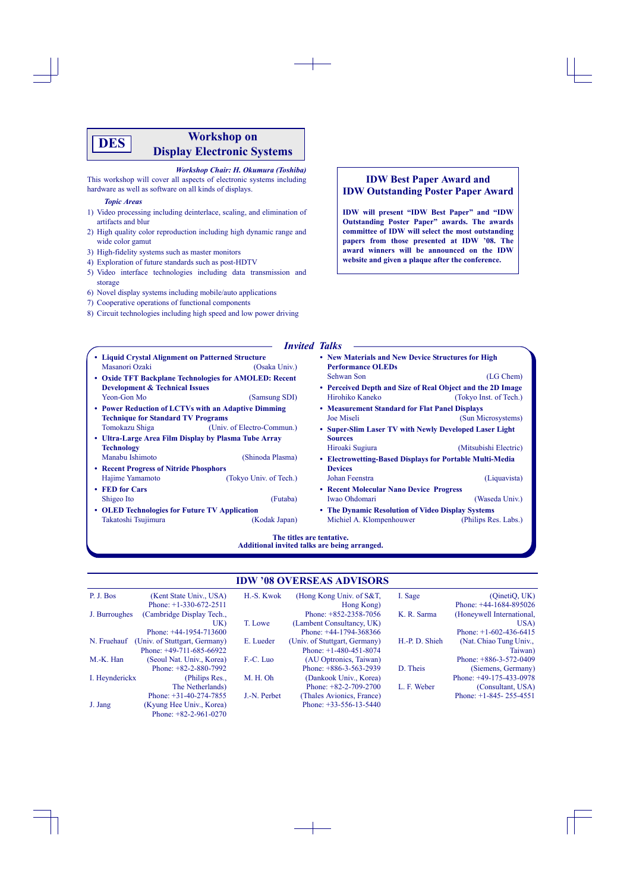# DES Workshop on Display Electronic Systems

***Workshop Chair: H. Okumura (Toshiba)***

This workshop will cover all aspects of electronic systems including hardware as well as software on all kinds of displays.

***Topic Areas***

1) Video processing including deinterlace, scaling, and elimination of artifacts and blur
2) High quality color reproduction including high dynamic range and wide color gamut
3) High-fidelity systems such as master monitors
4) Exploration of future standards such as post-HDTV
5) Video interface technologies including data transmission and storage
6) Novel display systems including mobile/auto applications
7) Cooperative operations of functional components
8) Circuit technologies including high speed and low power driving

## IDW Best Paper Award and IDW Outstanding Poster Paper Award

**IDW will present "IDW Best Paper" and "IDW Outstanding Poster Paper" awards. The awards committee of IDW will select the most outstanding papers from those presented at IDW '08. The award winners will be announced on the IDW website and given a plaque after the conference.**

## *Invited Talks*

- **Liquid Crystal Alignment on Patterned Structure**
  Masanori Ozaki (Osaka Univ.)
- **Oxide TFT Backplane Technologies for AMOLED: Recent Development & Technical Issues**
  Yeon-Gon Mo (Samsung SDI)
- **Power Reduction of LCTVs with an Adaptive Dimming Technique for Standard TV Programs**
  Tomokazu Shiga (Univ. of Electro-Commun.)
- **Ultra-Large Area Film Display by Plasma Tube Array Technology**
  Manabu Ishimoto (Shinoda Plasma)
- **Recent Progress of Nitride Phosphors**
  Hajime Yamamoto (Tokyo Univ. of Tech.)
- **FED for Cars**
  Shigeo Ito (Futaba)
- **OLED Technologies for Future TV Application**
  Takatoshi Tsujimura (Kodak Japan)
- **New Materials and New Device Structures for High Performance OLEDs**
  Sehwan Son (LG Chem)
- **Perceived Depth and Size of Real Object and the 2D Image**
  Hirohiko Kaneko (Tokyo Inst. of Tech.)
- **Measurement Standard for Flat Panel Displays**
  Joe Miseli (Sun Microsystems)
- **Super-Slim Laser TV with Newly Developed Laser Light Sources**
  Hiroaki Sugiura (Mitsubishi Electric)
- **Electrowetting-Based Displays for Portable Multi-Media Devices**
  Johan Feenstra (Liquavista)
- **Recent Molecular Nano Device Progress**
  Iwao Ohdomari (Waseda Univ.)
- **The Dynamic Resolution of Video Display Systems**
  Michiel A. Klompenhouwer (Philips Res. Labs.)

**The titles are tentative.**
**Additional invited talks are being arranged.**

## IDW '08 OVERSEAS ADVISORS

| Name | Affiliation | Phone |
|---|---|---|
| P. J. Bos | (Kent State Univ., USA) | +1-330-672-2511 |
| J. Burroughes | (Cambridge Display Tech., UK) | +44-1954-713600 |
| N. Fruehauf | (Univ. of Stuttgart, Germany) | +49-711-685-66922 |
| M.-K. Han | (Seoul Nat. Univ., Korea) | +82-2-880-7992 |
| I. Heynderickx | (Philips Res., The Netherlands) | +31-40-274-7855 |
| J. Jang | (Kyung Hee Univ., Korea) | +82-2-961-0270 |
| H.-S. Kwok | (Hong Kong Univ. of S&T, Hong Kong) | +852-2358-7056 |
| T. Lowe | (Lambent Consultancy, UK) | +44-1794-368366 |
| E. Lueder | (Univ. of Stuttgart, Germany) | +1-480-451-8074 |
| F.-C. Luo | (AU Optronics, Taiwan) | +886-3-563-2939 |
| M. H. Oh | (Dankook Univ., Korea) | +82-2-709-2700 |
| J.-N. Perbet | (Thales Avionics, France) | +33-556-13-5440 |
| I. Sage | (QinetiQ, UK) | +44-1684-895026 |
| K. R. Sarma | (Honeywell International, USA) | +1-602-436-6415 |
| H.-P. D. Shieh | (Nat. Chiao Tung Univ., Taiwan) | +886-3-572-0409 |
| D. Theis | (Siemens, Germany) | +49-175-433-0978 |
| L. F. Weber | (Consultant, USA) | +1-845- 255-4551 |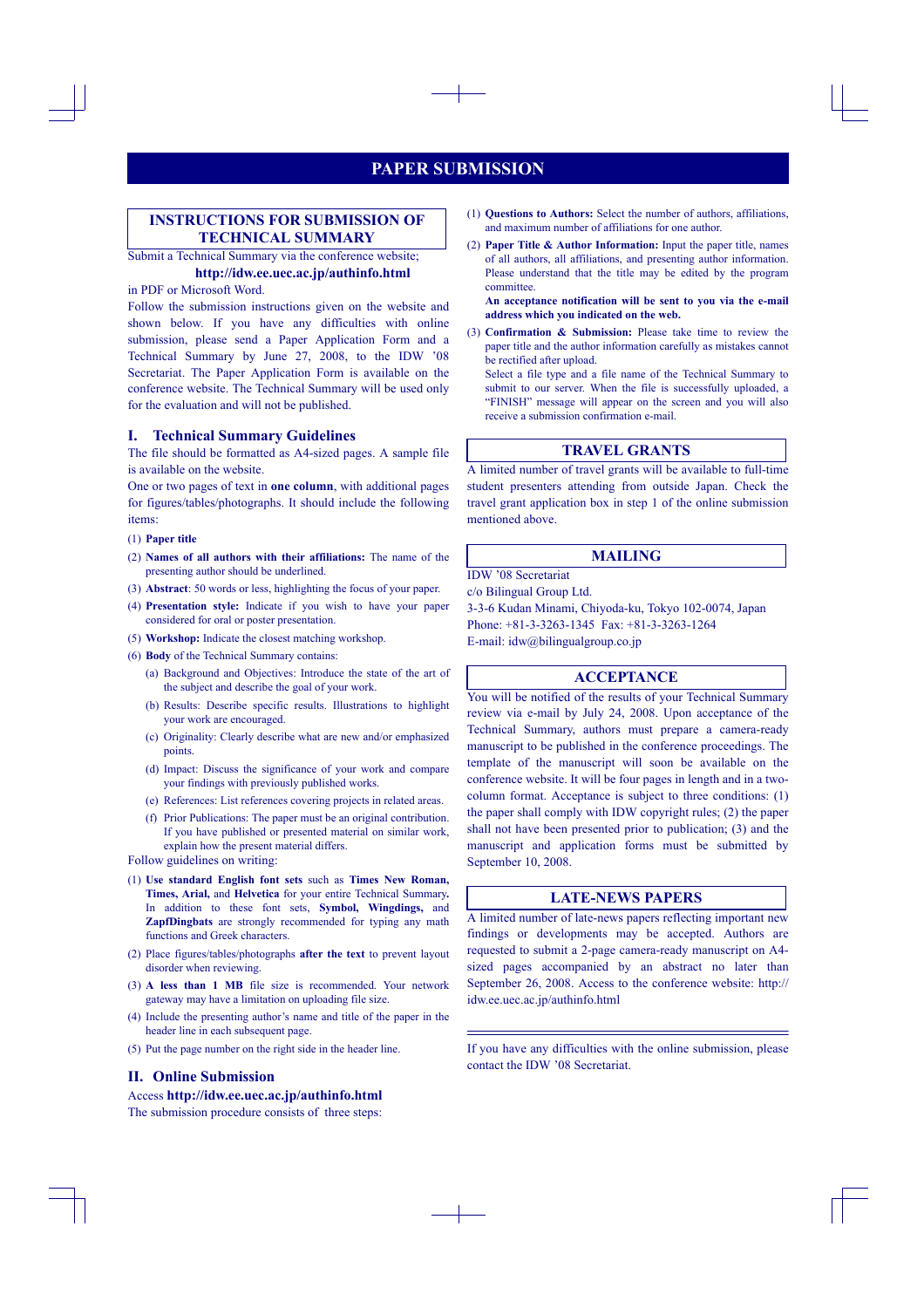# PAPER SUBMISSION

## INSTRUCTIONS FOR SUBMISSION OF TECHNICAL SUMMARY

Submit a Technical Summary via the conference website;

**http://idw.ee.uec.ac.jp/authinfo.html**

in PDF or Microsoft Word.

Follow the submission instructions given on the website and shown below. If you have any difficulties with online submission, please send a Paper Application Form and a Technical Summary by June 27, 2008, to the IDW '08 Secretariat. The Paper Application Form is available on the conference website. The Technical Summary will be used only for the evaluation and will not be published.

### I. Technical Summary Guidelines

The file should be formatted as A4-sized pages. A sample file is available on the website.

One or two pages of text in **one column**, with additional pages for figures/tables/photographs. It should include the following items:

(1) **Paper title**

(2) **Names of all authors with their affiliations:** The name of the presenting author should be underlined.

(3) **Abstract**: 50 words or less, highlighting the focus of your paper.

(4) **Presentation style:** Indicate if you wish to have your paper considered for oral or poster presentation.

(5) **Workshop:** Indicate the closest matching workshop.

(6) **Body** of the Technical Summary contains:

- (a) Background and Objectives: Introduce the state of the art of the subject and describe the goal of your work.
- (b) Results: Describe specific results. Illustrations to highlight your work are encouraged.
- (c) Originality: Clearly describe what are new and/or emphasized points.
- (d) Impact: Discuss the significance of your work and compare your findings with previously published works.
- (e) References: List references covering projects in related areas.
- (f) Prior Publications: The paper must be an original contribution. If you have published or presented material on similar work, explain how the present material differs.

Follow guidelines on writing:

(1) **Use standard English font sets** such as **Times New Roman, Times, Arial,** and **Helvetica** for your entire Technical Summary**.** In addition to these font sets, **Symbol, Wingdings,** and **ZapfDingbats** are strongly recommended for typing any math functions and Greek characters.

(2) Place figures/tables/photographs **after the text** to prevent layout disorder when reviewing.

(3) **A less than 1 MB** file size is recommended. Your network gateway may have a limitation on uploading file size.

(4) Include the presenting author's name and title of the paper in the header line in each subsequent page.

(5) Put the page number on the right side in the header line.

### II. Online Submission

Access **http://idw.ee.uec.ac.jp/authinfo.html**

The submission procedure consists of three steps:

(1) **Questions to Authors:** Select the number of authors, affiliations, and maximum number of affiliations for one author.

(2) **Paper Title & Author Information:** Input the paper title, names of all authors, all affiliations, and presenting author information. Please understand that the title may be edited by the program committee.

**An acceptance notification will be sent to you via the e-mail address which you indicated on the web.**

(3) **Confirmation & Submission:** Please take time to review the paper title and the author information carefully as mistakes cannot be rectified after upload.

Select a file type and a file name of the Technical Summary to submit to our server. When the file is successfully uploaded, a "FINISH" message will appear on the screen and you will also receive a submission confirmation e-mail.

## TRAVEL GRANTS

A limited number of travel grants will be available to full-time student presenters attending from outside Japan. Check the travel grant application box in step 1 of the online submission mentioned above.

## MAILING

IDW '08 Secretariat
c/o Bilingual Group Ltd.
3-3-6 Kudan Minami, Chiyoda-ku, Tokyo 102-0074, Japan
Phone: +81-3-3263-1345 Fax: +81-3-3263-1264
E-mail: idw@bilingualgroup.co.jp

## ACCEPTANCE

You will be notified of the results of your Technical Summary review via e-mail by July 24, 2008. Upon acceptance of the Technical Summary, authors must prepare a camera-ready manuscript to be published in the conference proceedings. The template of the manuscript will soon be available on the conference website. It will be four pages in length and in a two-column format. Acceptance is subject to three conditions: (1) the paper shall comply with IDW copyright rules; (2) the paper shall not have been presented prior to publication; (3) and the manuscript and application forms must be submitted by September 10, 2008.

## LATE-NEWS PAPERS

A limited number of late-news papers reflecting important new findings or developments may be accepted. Authors are requested to submit a 2-page camera-ready manuscript on A4-sized pages accompanied by an abstract no later than September 26, 2008. Access to the conference website: http://idw.ee.uec.ac.jp/authinfo.html

---

If you have any difficulties with the online submission, please contact the IDW '08 Secretariat.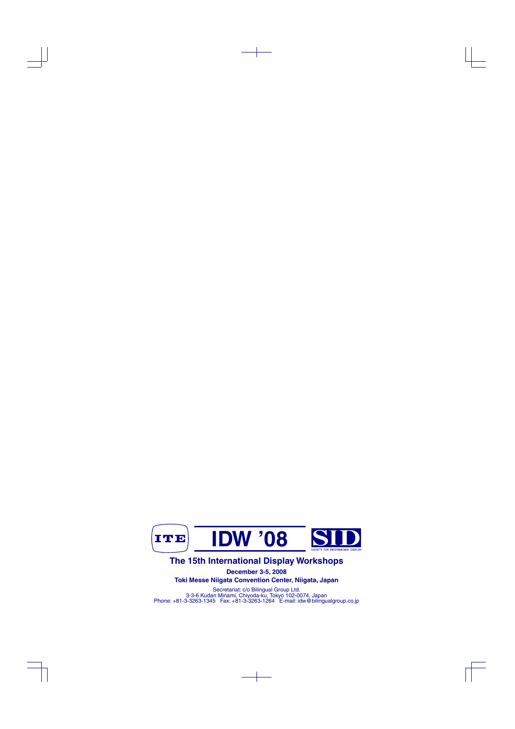ITE

# IDW '08

SID
SOCIETY FOR INFORMATION DISPLAY

## The 15th International Display Workshops

**December 3-5, 2008**

**Toki Messe Niigata Convention Center, Niigata, Japan**

Secretariat: c/o Bilingual Group Ltd.
3-3-6 Kudan Minami, Chiyoda-ku, Tokyo 102-0074, Japan
Phone: +81-3-3263-1345 Fax: +81-3-3263-1264 E-mail: idw@bilingualgroup.co.jp